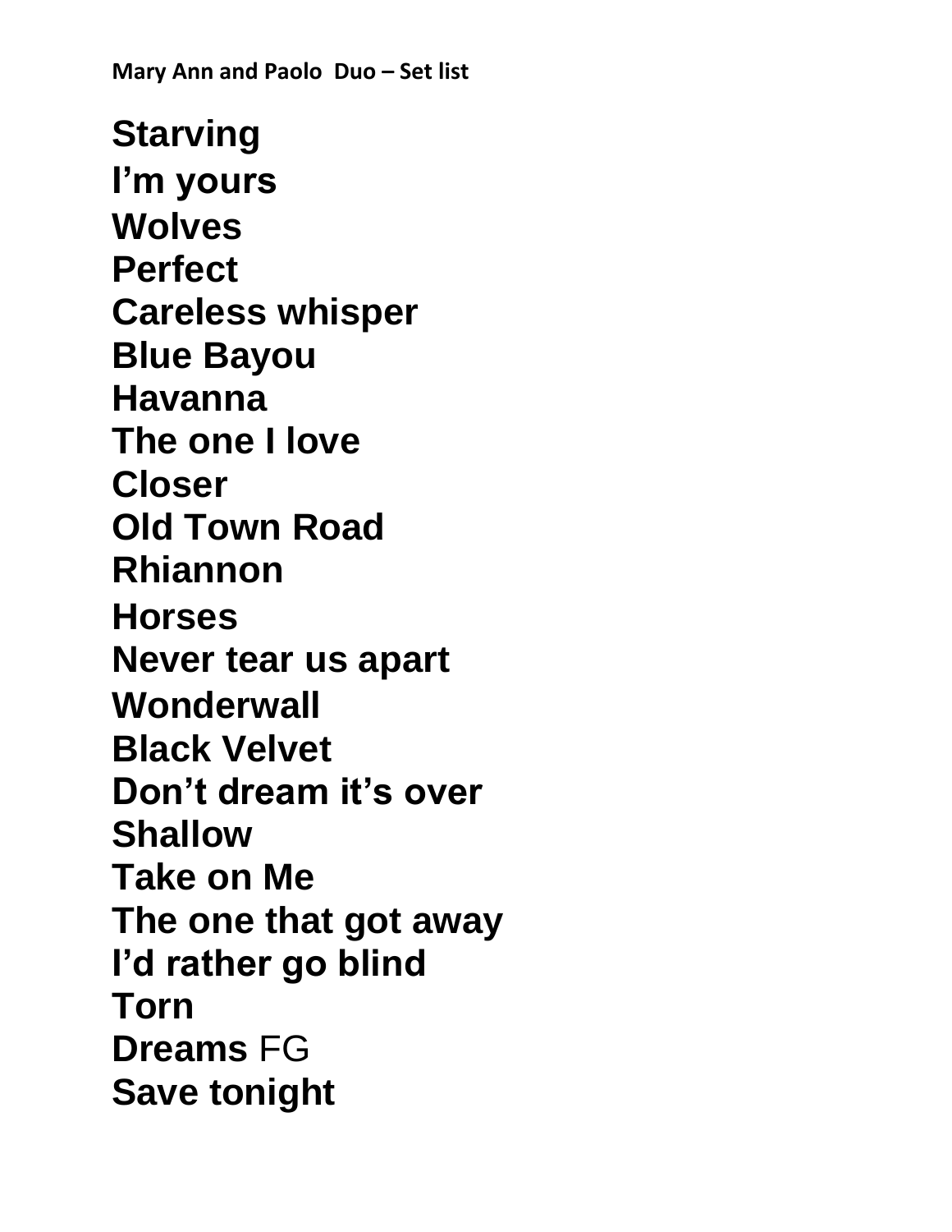**Mary Ann and Paolo Duo – Set list**

**Starving**
**I'm yours**
**Wolves**
**Perfect**
**Careless whisper**
**Blue Bayou**
**Havanna**
**The one I love**
**Closer**
**Old Town Road**
**Rhiannon**
**Horses**
**Never tear us apart**
**Wonderwall**
**Black Velvet**
**Don't dream it's over**
**Shallow**
**Take on Me**
**The one that got away**
**I'd rather go blind**
**Torn**
**Dreams** FG
**Save tonight**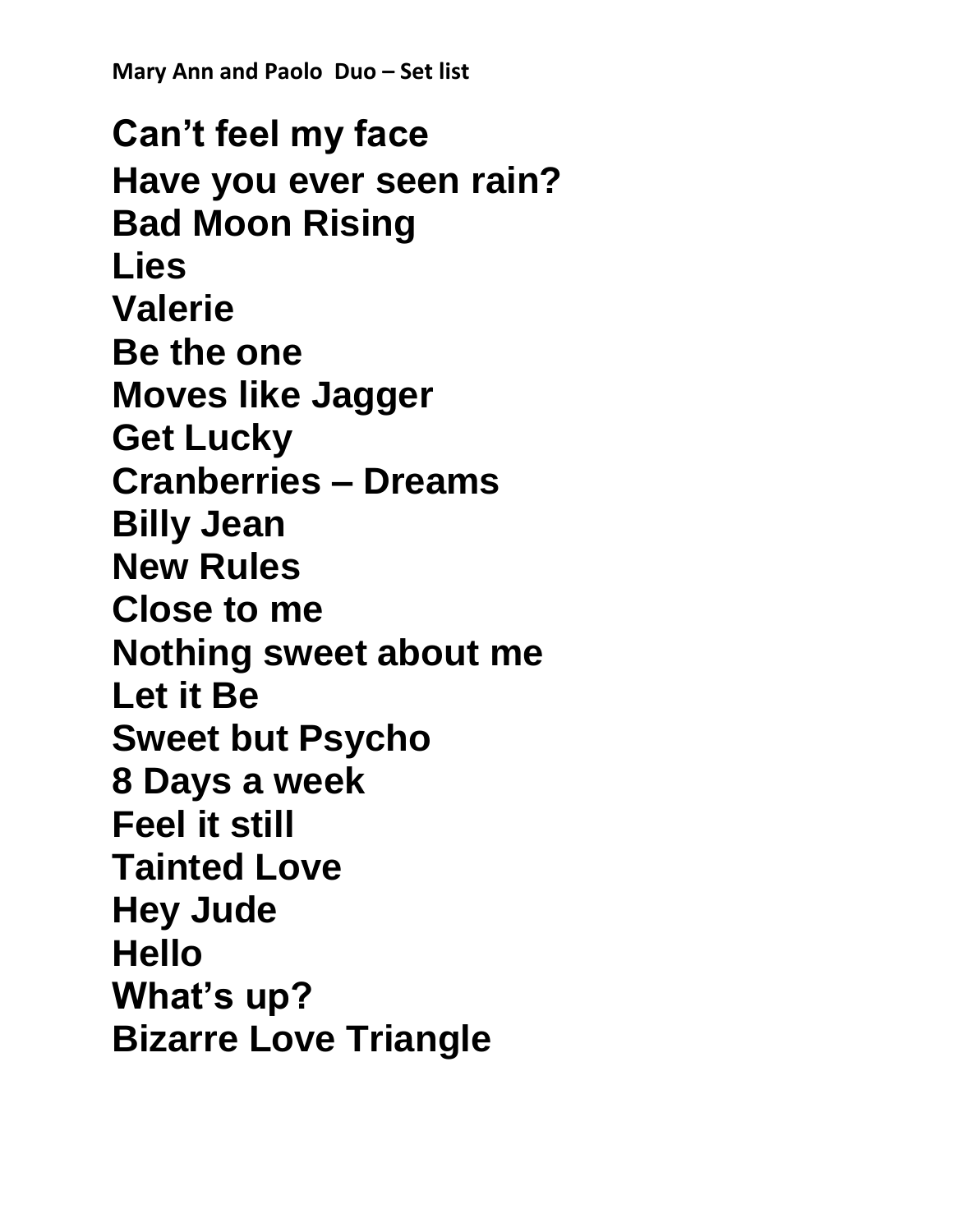**Mary Ann and Paolo  Duo – Set list**

**Can't feel my face**
**Have you ever seen rain?**
**Bad Moon Rising**
**Lies**
**Valerie**
**Be the one**
**Moves like Jagger**
**Get Lucky**
**Cranberries – Dreams**
**Billy Jean**
**New Rules**
**Close to me**
**Nothing sweet about me**
**Let it Be**
**Sweet but Psycho**
**8 Days a week**
**Feel it still**
**Tainted Love**
**Hey Jude**
**Hello**
**What's up?**
**Bizarre Love Triangle**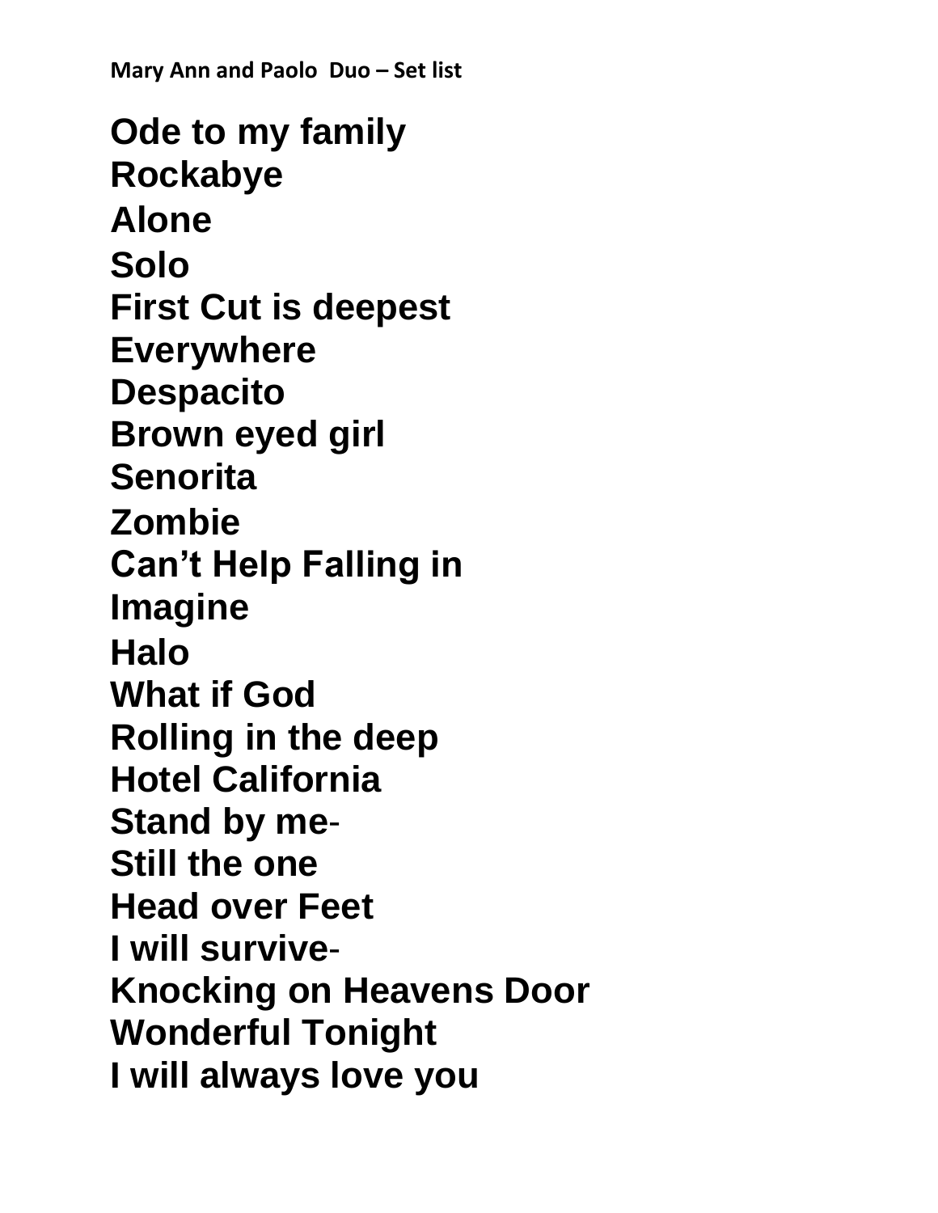**Mary Ann and Paolo  Duo – Set list**

**Ode to my family**
**Rockabye**
**Alone**
**Solo**
**First Cut is deepest**
**Everywhere**
**Despacito**
**Brown eyed girl**
**Senorita**
**Zombie**
**Can't Help Falling in**
**Imagine**
**Halo**
**What if God**
**Rolling in the deep**
**Hotel California**
**Stand by me**-
**Still the one**
**Head over Feet**
**I will survive**-
**Knocking on Heavens Door**
**Wonderful Tonight**
**I will always love you**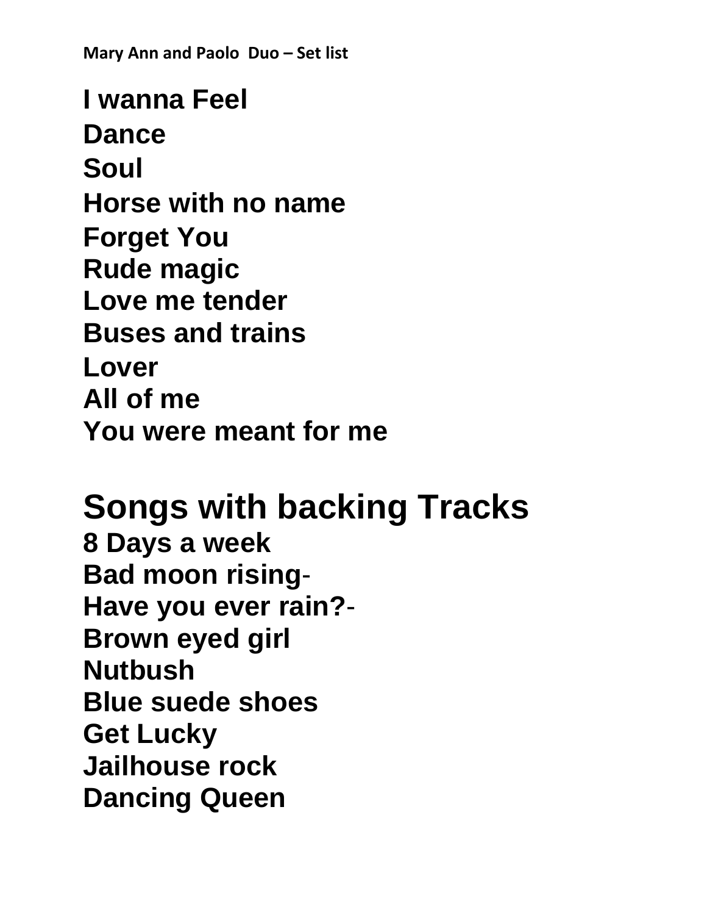**Mary Ann and Paolo  Duo – Set list**

**I wanna Feel**
**Dance**
**Soul**
**Horse with no name**
**Forget You**
**Rude magic**
**Love me tender**
**Buses and trains**
**Lover**
**All of me**
**You were meant for me**

# Songs with backing Tracks

**8 Days a week**
**Bad moon rising**-
**Have you ever rain?**-
**Brown eyed girl**
**Nutbush**
**Blue suede shoes**
**Get Lucky**
**Jailhouse rock**
**Dancing Queen**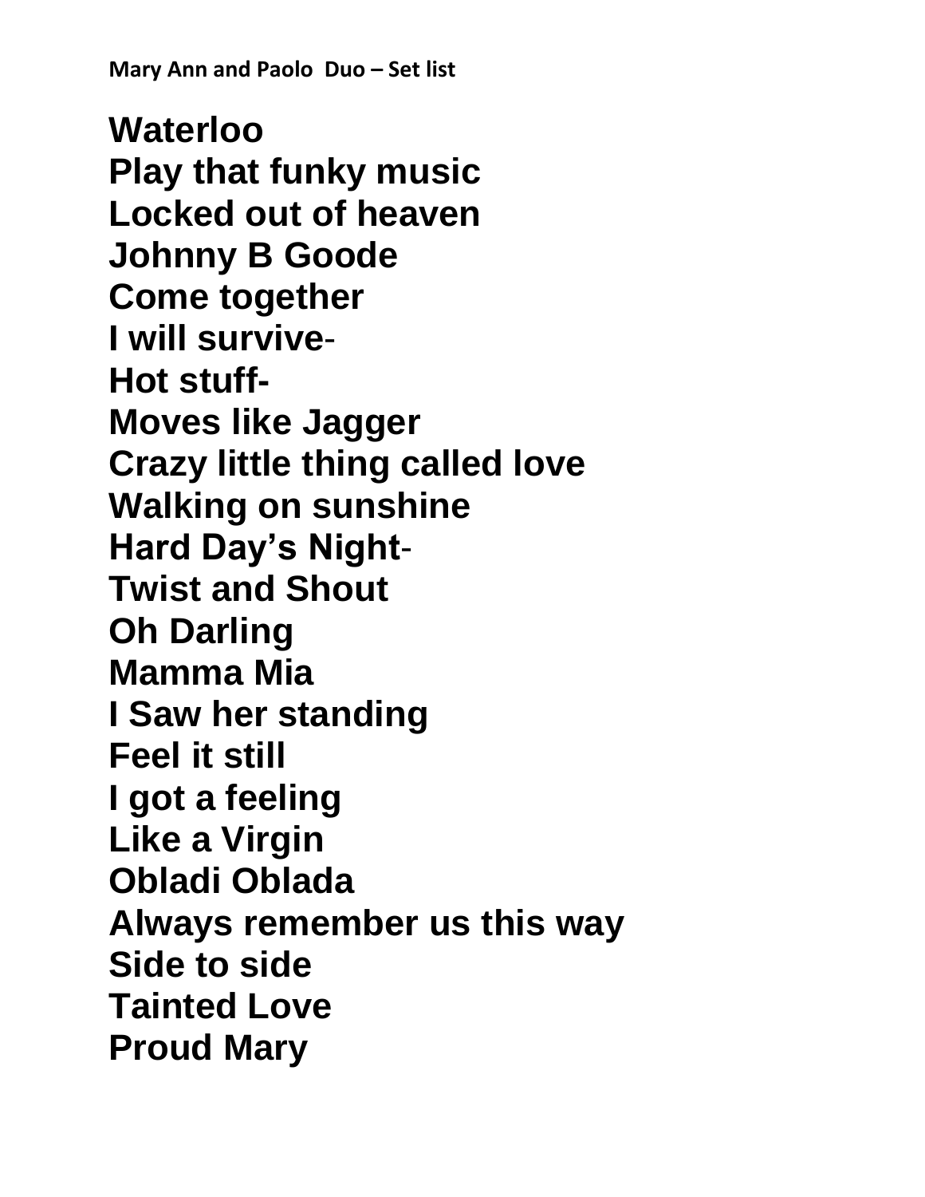**Mary Ann and Paolo Duo – Set list**

**Waterloo**
**Play that funky music**
**Locked out of heaven**
**Johnny B Goode**
**Come together**
**I will survive**-
**Hot stuff-**
**Moves like Jagger**
**Crazy little thing called love**
**Walking on sunshine**
**Hard Day's Night**-
**Twist and Shout**
**Oh Darling**
**Mamma Mia**
**I Saw her standing**
**Feel it still**
**I got a feeling**
**Like a Virgin**
**Obladi Oblada**
**Always remember us this way**
**Side to side**
**Tainted Love**
**Proud Mary**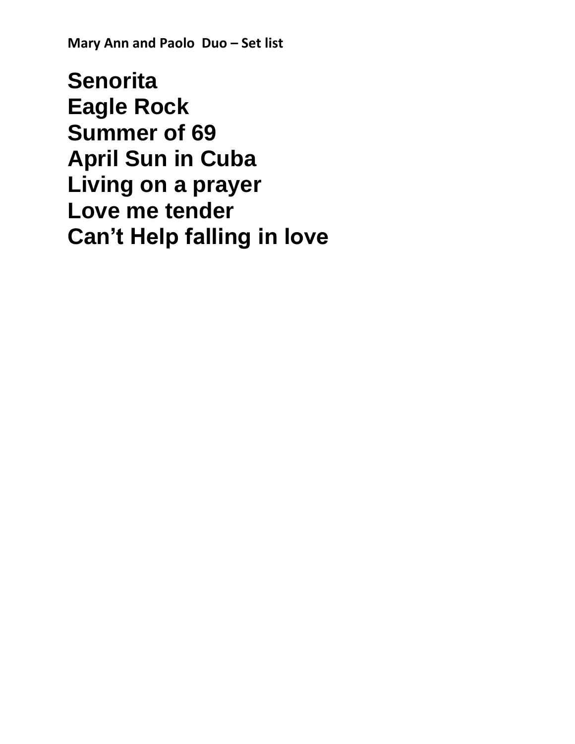**Mary Ann and Paolo  Duo – Set list**

**Senorita**
**Eagle Rock**
**Summer of 69**
**April Sun in Cuba**
**Living on a prayer**
**Love me tender**
**Can’t Help falling in love**